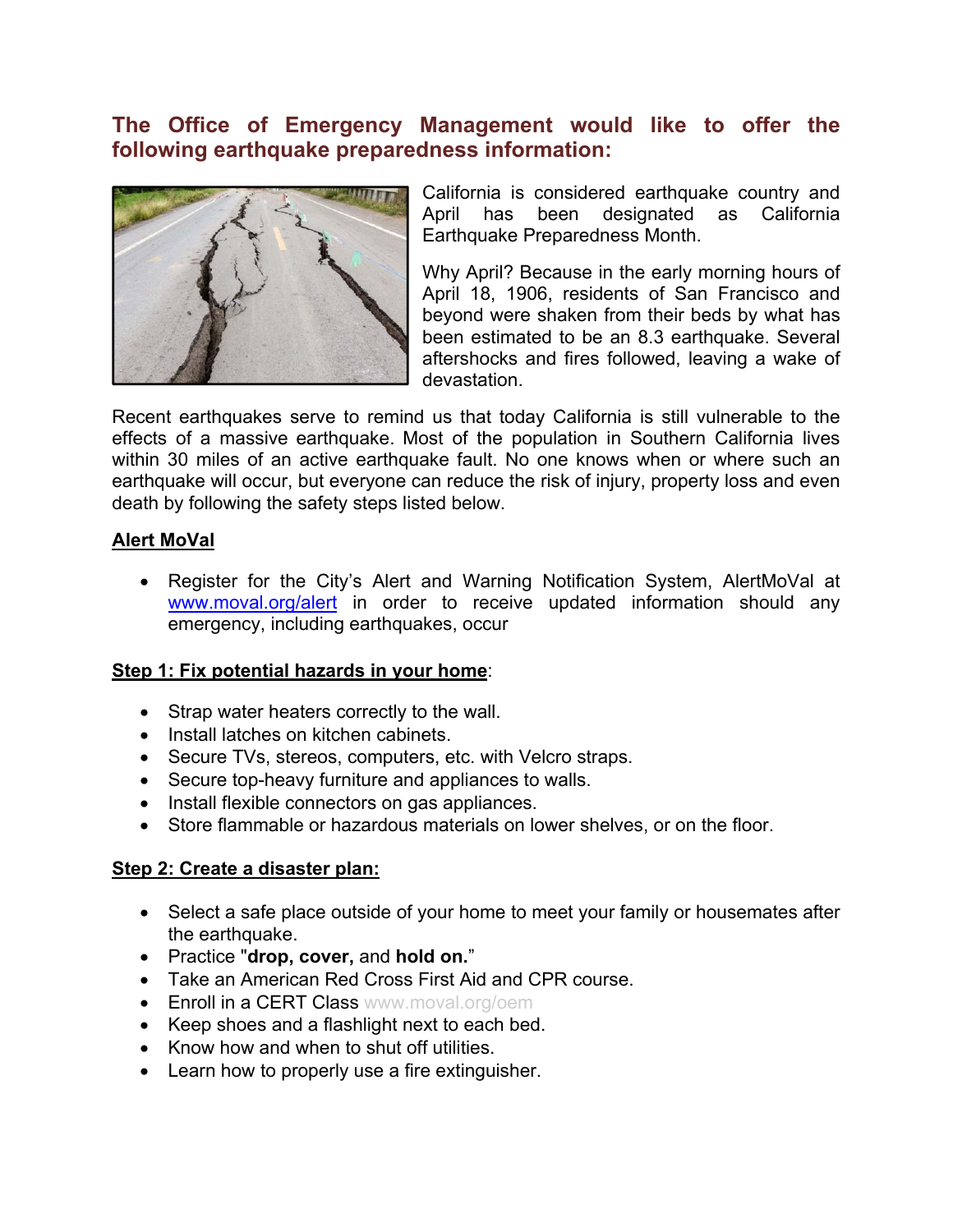## The Office of Emergency Management would like to offer the following earthquake preparedness information:

California is considered earthquake country and April has been designated as California Earthquake Preparedness Month.

Why April? Because in the early morning hours of April 18, 1906, residents of San Francisco and beyond were shaken from their beds by what has been estimated to be an 8.3 earthquake. Several aftershocks and fires followed, leaving a wake of devastation.

Recent earthquakes serve to remind us that today California is still vulnerable to the effects of a massive earthquake. Most of the population in Southern California lives within 30 miles of an active earthquake fault. No one knows when or where such an earthquake will occur, but everyone can reduce the risk of injury, property loss and even death by following the safety steps listed below.

### Alert MoVal

- Register for the City's Alert and Warning Notification System, AlertMoVal at www.moval.org/alert in order to receive updated information should any emergency, including earthquakes, occur

### Step 1: Fix potential hazards in your home:

- Strap water heaters correctly to the wall.
- Install latches on kitchen cabinets.
- Secure TVs, stereos, computers, etc. with Velcro straps.
- Secure top-heavy furniture and appliances to walls.
- Install flexible connectors on gas appliances.
- Store flammable or hazardous materials on lower shelves, or on the floor.

### Step 2: Create a disaster plan:

- Select a safe place outside of your home to meet your family or housemates after the earthquake.
- Practice "**drop, cover,** and **hold on.**"
- Take an American Red Cross First Aid and CPR course.
- Enroll in a CERT Class www.moval.org/oem
- Keep shoes and a flashlight next to each bed.
- Know how and when to shut off utilities.
- Learn how to properly use a fire extinguisher.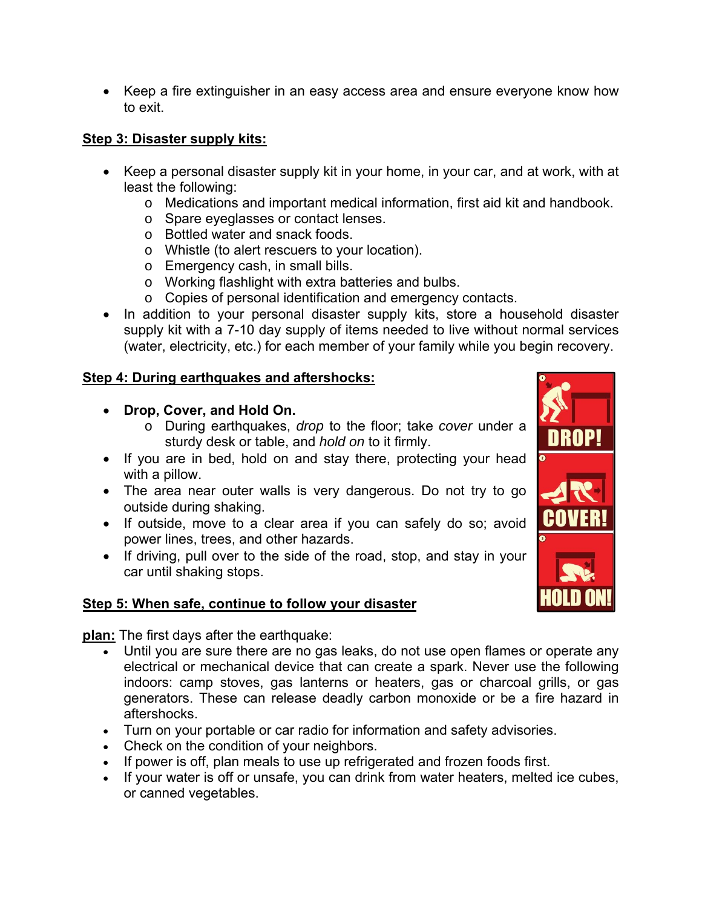- Keep a fire extinguisher in an easy access area and ensure everyone know how to exit.

**Step 3: Disaster supply kits:**

- Keep a personal disaster supply kit in your home, in your car, and at work, with at least the following:
  - Medications and important medical information, first aid kit and handbook.
  - Spare eyeglasses or contact lenses.
  - Bottled water and snack foods.
  - Whistle (to alert rescuers to your location).
  - Emergency cash, in small bills.
  - Working flashlight with extra batteries and bulbs.
  - Copies of personal identification and emergency contacts.
- In addition to your personal disaster supply kits, store a household disaster supply kit with a 7-10 day supply of items needed to live without normal services (water, electricity, etc.) for each member of your family while you begin recovery.

**Step 4: During earthquakes and aftershocks:**

- **Drop, Cover, and Hold On.**
  - During earthquakes, *drop* to the floor; take *cover* under a sturdy desk or table, and *hold on* to it firmly.
- If you are in bed, hold on and stay there, protecting your head with a pillow.
- The area near outer walls is very dangerous. Do not try to go outside during shaking.
- If outside, move to a clear area if you can safely do so; avoid power lines, trees, and other hazards.
- If driving, pull over to the side of the road, stop, and stay in your car until shaking stops.

DROP!

COVER!

HOLD ON!

**Step 5: When safe, continue to follow your disaster plan:** The first days after the earthquake:

- Until you are sure there are no gas leaks, do not use open flames or operate any electrical or mechanical device that can create a spark. Never use the following indoors: camp stoves, gas lanterns or heaters, gas or charcoal grills, or gas generators. These can release deadly carbon monoxide or be a fire hazard in aftershocks.
- Turn on your portable or car radio for information and safety advisories.
- Check on the condition of your neighbors.
- If power is off, plan meals to use up refrigerated and frozen foods first.
- If your water is off or unsafe, you can drink from water heaters, melted ice cubes, or canned vegetables.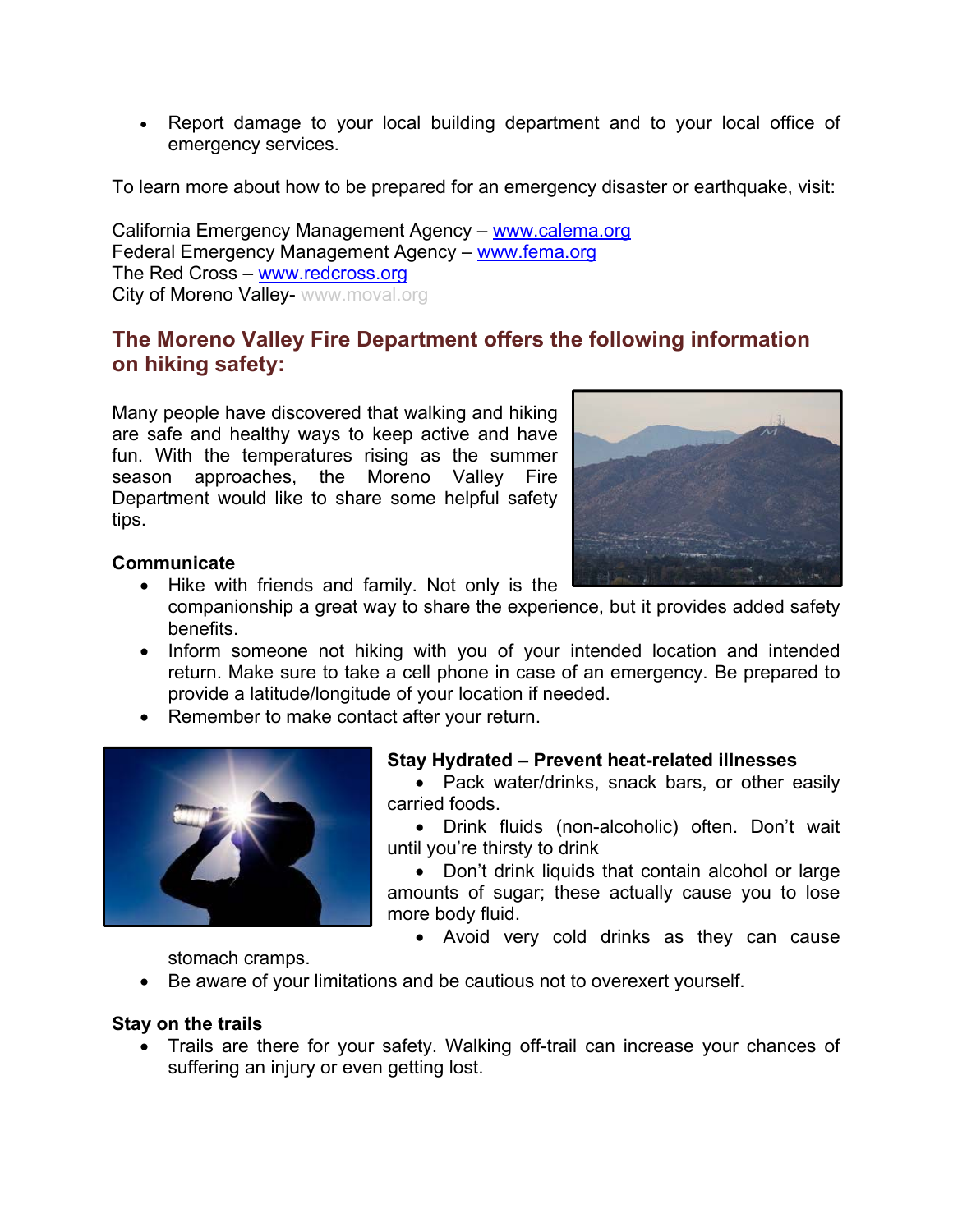- Report damage to your local building department and to your local office of emergency services.

To learn more about how to be prepared for an emergency disaster or earthquake, visit:

California Emergency Management Agency – www.calema.org
Federal Emergency Management Agency – www.fema.org
The Red Cross – www.redcross.org
City of Moreno Valley- www.moval.org

## The Moreno Valley Fire Department offers the following information on hiking safety:

Many people have discovered that walking and hiking are safe and healthy ways to keep active and have fun. With the temperatures rising as the summer season approaches, the Moreno Valley Fire Department would like to share some helpful safety tips.

**Communicate**

- Hike with friends and family. Not only is the companionship a great way to share the experience, but it provides added safety benefits.
- Inform someone not hiking with you of your intended location and intended return. Make sure to take a cell phone in case of an emergency. Be prepared to provide a latitude/longitude of your location if needed.
- Remember to make contact after your return.

**Stay Hydrated – Prevent heat-related illnesses**

- Pack water/drinks, snack bars, or other easily carried foods.
- Drink fluids (non-alcoholic) often. Don't wait until you're thirsty to drink
- Don't drink liquids that contain alcohol or large amounts of sugar; these actually cause you to lose more body fluid.
- Avoid very cold drinks as they can cause stomach cramps.
- Be aware of your limitations and be cautious not to overexert yourself.

**Stay on the trails**

- Trails are there for your safety. Walking off-trail can increase your chances of suffering an injury or even getting lost.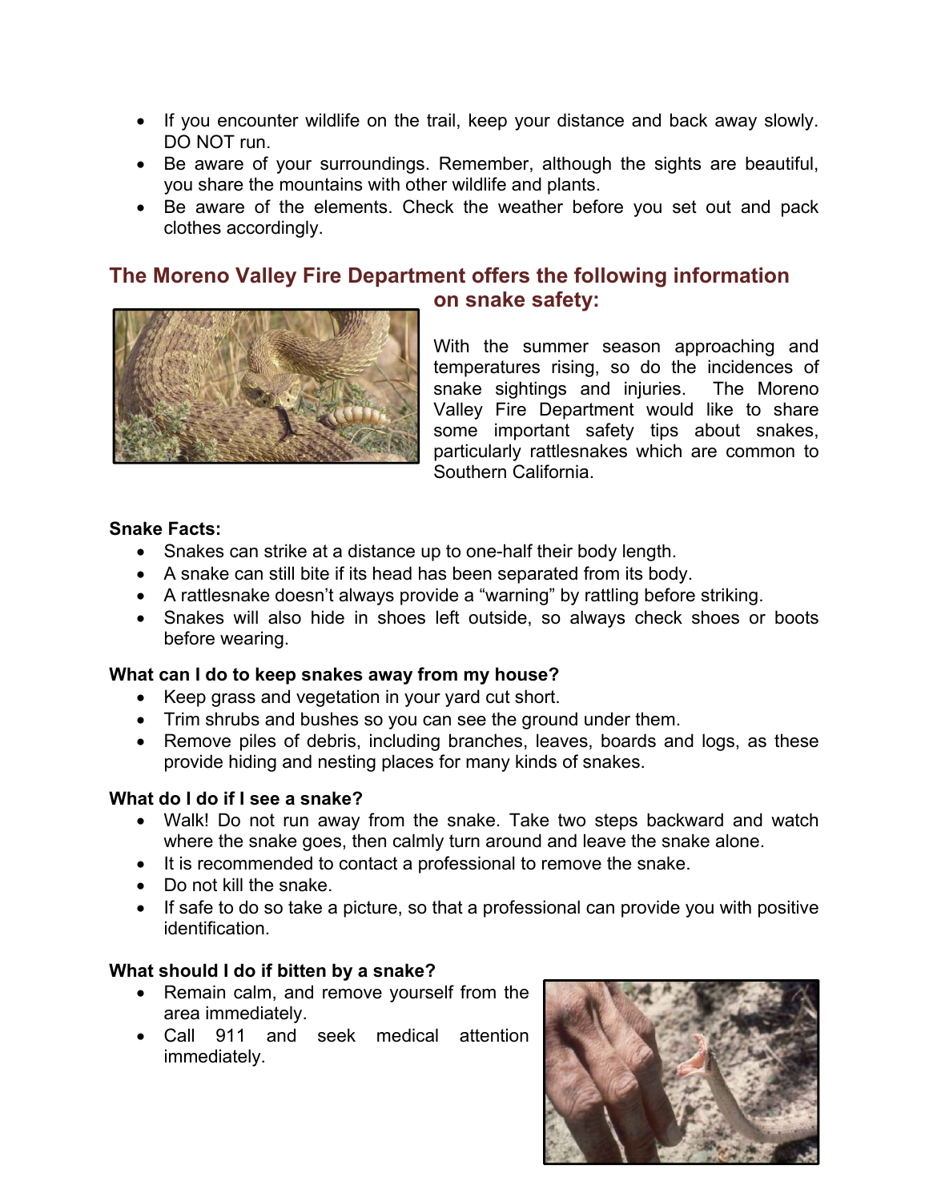- If you encounter wildlife on the trail, keep your distance and back away slowly. DO NOT run.
- Be aware of your surroundings. Remember, although the sights are beautiful, you share the mountains with other wildlife and plants.
- Be aware of the elements. Check the weather before you set out and pack clothes accordingly.

## The Moreno Valley Fire Department offers the following information on snake safety:

With the summer season approaching and temperatures rising, so do the incidences of snake sightings and injuries. The Moreno Valley Fire Department would like to share some important safety tips about snakes, particularly rattlesnakes which are common to Southern California.

**Snake Facts:**

- Snakes can strike at a distance up to one-half their body length.
- A snake can still bite if its head has been separated from its body.
- A rattlesnake doesn't always provide a "warning" by rattling before striking.
- Snakes will also hide in shoes left outside, so always check shoes or boots before wearing.

**What can I do to keep snakes away from my house?**

- Keep grass and vegetation in your yard cut short.
- Trim shrubs and bushes so you can see the ground under them.
- Remove piles of debris, including branches, leaves, boards and logs, as these provide hiding and nesting places for many kinds of snakes.

**What do I do if I see a snake?**

- Walk! Do not run away from the snake. Take two steps backward and watch where the snake goes, then calmly turn around and leave the snake alone.
- It is recommended to contact a professional to remove the snake.
- Do not kill the snake.
- If safe to do so take a picture, so that a professional can provide you with positive identification.

**What should I do if bitten by a snake?**

- Remain calm, and remove yourself from the area immediately.
- Call 911 and seek medical attention immediately.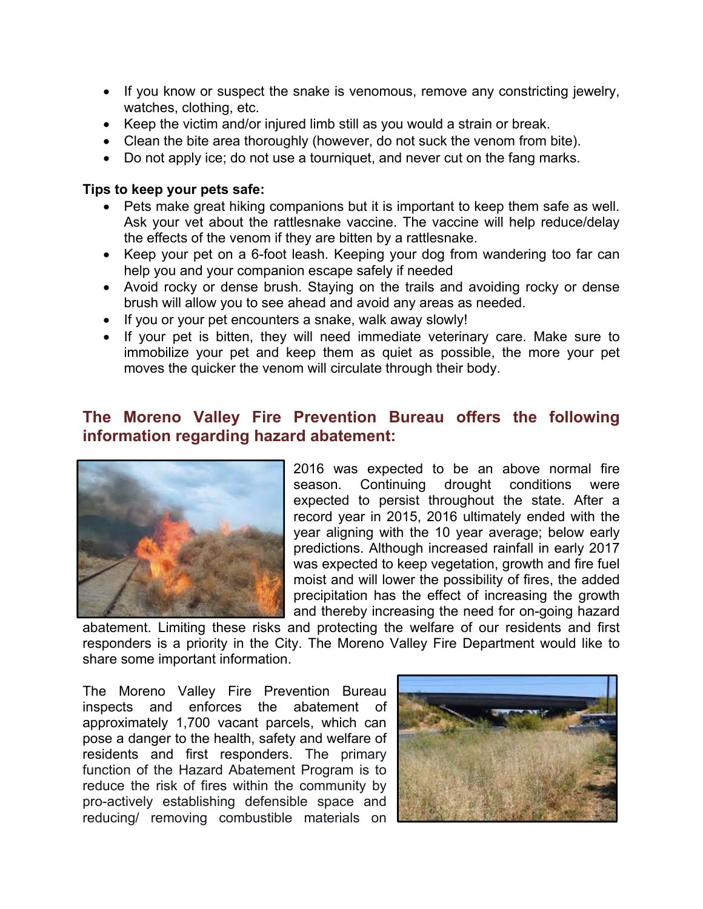- If you know or suspect the snake is venomous, remove any constricting jewelry, watches, clothing, etc.
- Keep the victim and/or injured limb still as you would a strain or break.
- Clean the bite area thoroughly (however, do not suck the venom from bite).
- Do not apply ice; do not use a tourniquet, and never cut on the fang marks.

**Tips to keep your pets safe:**

- Pets make great hiking companions but it is important to keep them safe as well. Ask your vet about the rattlesnake vaccine. The vaccine will help reduce/delay the effects of the venom if they are bitten by a rattlesnake.
- Keep your pet on a 6-foot leash. Keeping your dog from wandering too far can help you and your companion escape safely if needed
- Avoid rocky or dense brush. Staying on the trails and avoiding rocky or dense brush will allow you to see ahead and avoid any areas as needed.
- If you or your pet encounters a snake, walk away slowly!
- If your pet is bitten, they will need immediate veterinary care. Make sure to immobilize your pet and keep them as quiet as possible, the more your pet moves the quicker the venom will circulate through their body.

## The Moreno Valley Fire Prevention Bureau offers the following information regarding hazard abatement:

2016 was expected to be an above normal fire season. Continuing drought conditions were expected to persist throughout the state. After a record year in 2015, 2016 ultimately ended with the year aligning with the 10 year average; below early predictions. Although increased rainfall in early 2017 was expected to keep vegetation, growth and fire fuel moist and will lower the possibility of fires, the added precipitation has the effect of increasing the growth and thereby increasing the need for on-going hazard abatement. Limiting these risks and protecting the welfare of our residents and first responders is a priority in the City. The Moreno Valley Fire Department would like to share some important information.

The Moreno Valley Fire Prevention Bureau inspects and enforces the abatement of approximately 1,700 vacant parcels, which can pose a danger to the health, safety and welfare of residents and first responders. The primary function of the Hazard Abatement Program is to reduce the risk of fires within the community by pro-actively establishing defensible space and reducing/ removing combustible materials on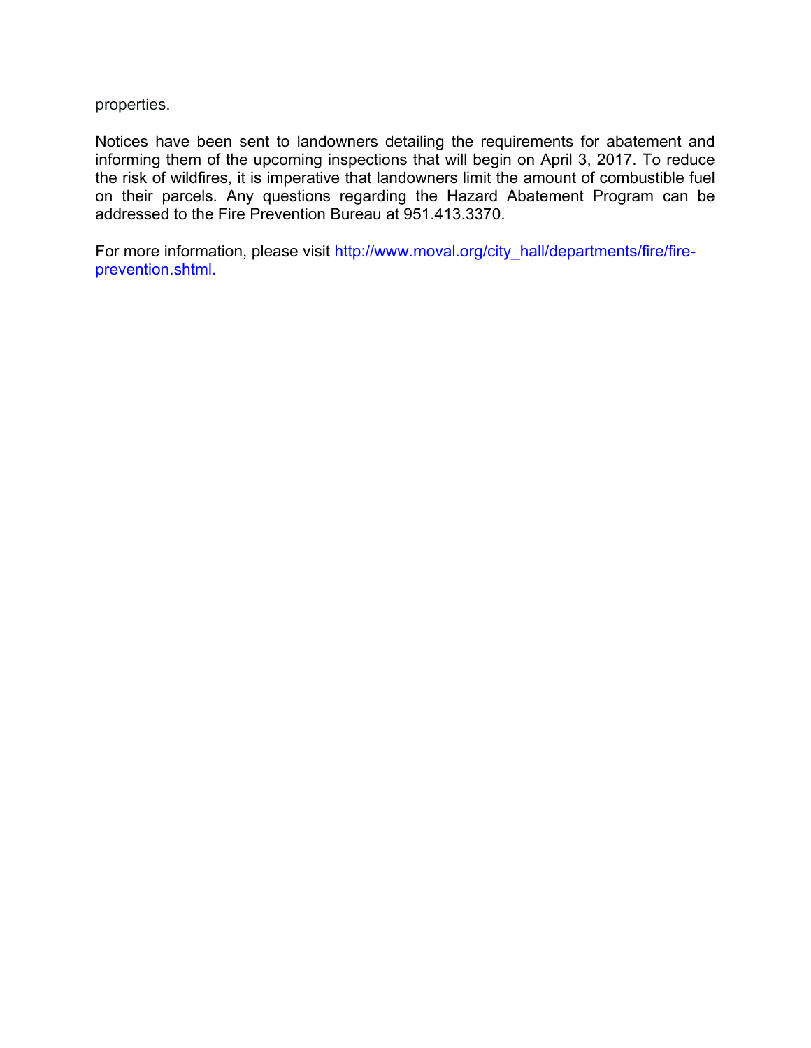properties.

Notices have been sent to landowners detailing the requirements for abatement and informing them of the upcoming inspections that will begin on April 3, 2017. To reduce the risk of wildfires, it is imperative that landowners limit the amount of combustible fuel on their parcels. Any questions regarding the Hazard Abatement Program can be addressed to the Fire Prevention Bureau at 951.413.3370.

For more information, please visit http://www.moval.org/city_hall/departments/fire/fire-prevention.shtml.